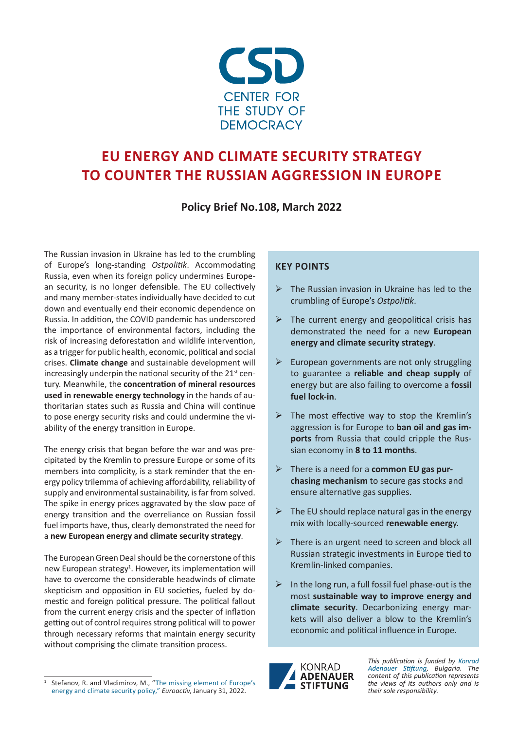CSD

CENTER FOR THE STUDY OF DEMOCRACY

# EU ENERGY AND CLIMATE SECURITY STRATEGY TO COUNTER THE RUSSIAN AGGRESSION IN EUROPE

**Policy Brief No.108, March 2022**

The Russian invasion in Ukraine has led to the crumbling of Europe's long-standing *Ostpolitik*. Accommodating Russia, even when its foreign policy undermines European security, is no longer defensible. The EU collectively and many member-states individually have decided to cut down and eventually end their economic dependence on Russia. In addition, the COVID pandemic has underscored the importance of environmental factors, including the risk of increasing deforestation and wildlife intervention, as a trigger for public health, economic, political and social crises. **Climate change** and sustainable development will increasingly underpin the national security of the 21st century. Meanwhile, the **concentration of mineral resources used in renewable energy technology** in the hands of authoritarian states such as Russia and China will continue to pose energy security risks and could undermine the viability of the energy transition in Europe.

The energy crisis that began before the war and was precipitated by the Kremlin to pressure Europe or some of its members into complicity, is a stark reminder that the energy policy trilemma of achieving affordability, reliability of supply and environmental sustainability, is far from solved. The spike in energy prices aggravated by the slow pace of energy transition and the overreliance on Russian fossil fuel imports have, thus, clearly demonstrated the need for a **new European energy and climate security strategy**.

The European Green Deal should be the cornerstone of this new European strategy[1]. However, its implementation will have to overcome the considerable headwinds of climate skepticism and opposition in EU societies, fueled by domestic and foreign political pressure. The political fallout from the current energy crisis and the specter of inflation getting out of control requires strong political will to power through necessary reforms that maintain energy security without comprising the climate transition process.

## KEY POINTS

- The Russian invasion in Ukraine has led to the crumbling of Europe's *Ostpolitik*.
- The current energy and geopolitical crisis has demonstrated the need for a new **European energy and climate security strategy**.
- European governments are not only struggling to guarantee a **reliable and cheap supply** of energy but are also failing to overcome a **fossil fuel lock-in**.
- The most effective way to stop the Kremlin's aggression is for Europe to **ban oil and gas imports** from Russia that could cripple the Russian economy in **8 to 11 months**.
- There is a need for a **common EU gas purchasing mechanism** to secure gas stocks and ensure alternative gas supplies.
- The EU should replace natural gas in the energy mix with locally-sourced **renewable energy**.
- There is an urgent need to screen and block all Russian strategic investments in Europe tied to Kremlin-linked companies.
- In the long run, a full fossil fuel phase-out is the most **sustainable way to improve energy and climate security**. Decarbonizing energy markets will also deliver a blow to the Kremlin's economic and political influence in Europe.

KONRAD ADENAUER STIFTUNG

*This publication is funded by Konrad Adenauer Stiftung, Bulgaria. The content of this publication represents the views of its authors only and is their sole responsibility.*

[1] Stefanov, R. and Vladimirov, M., "The missing element of Europe's energy and climate security policy," *Euroactiv*, January 31, 2022.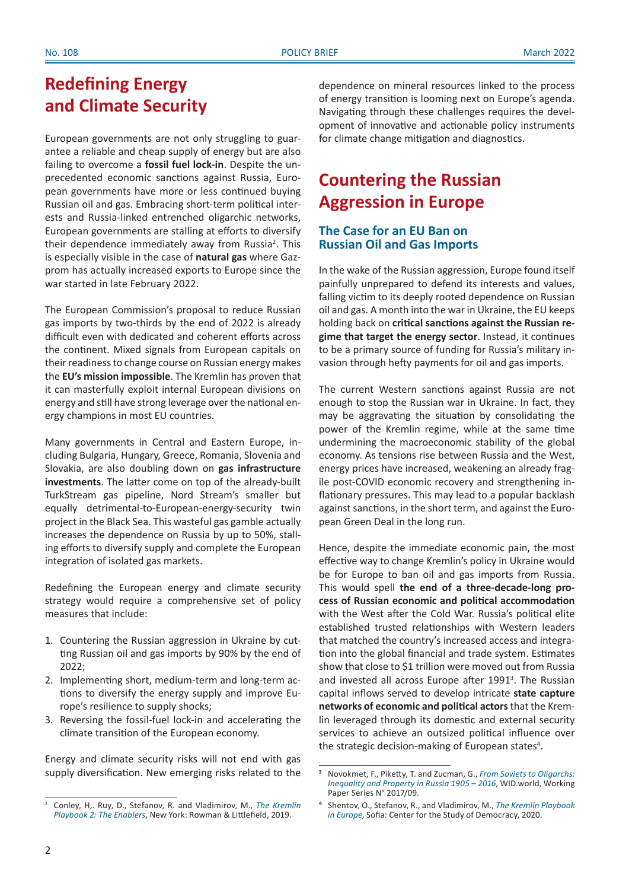## Redefining Energy and Climate Security

European governments are not only struggling to guarantee a reliable and cheap supply of energy but are also failing to overcome a **fossil fuel lock-in**. Despite the unprecedented economic sanctions against Russia, European governments have more or less continued buying Russian oil and gas. Embracing short-term political interests and Russia-linked entrenched oligarchic networks, European governments are stalling at efforts to diversify their dependence immediately away from Russia[2]. This is especially visible in the case of **natural gas** where Gazprom has actually increased exports to Europe since the war started in late February 2022.

The European Commission's proposal to reduce Russian gas imports by two-thirds by the end of 2022 is already difficult even with dedicated and coherent efforts across the continent. Mixed signals from European capitals on their readiness to change course on Russian energy makes the **EU's mission impossible**. The Kremlin has proven that it can masterfully exploit internal European divisions on energy and still have strong leverage over the national energy champions in most EU countries.

Many governments in Central and Eastern Europe, including Bulgaria, Hungary, Greece, Romania, Slovenia and Slovakia, are also doubling down on **gas infrastructure investments**. The latter come on top of the already-built TurkStream gas pipeline, Nord Stream's smaller but equally detrimental-to-European-energy-security twin project in the Black Sea. This wasteful gas gamble actually increases the dependence on Russia by up to 50%, stalling efforts to diversify supply and complete the European integration of isolated gas markets.

Redefining the European energy and climate security strategy would require a comprehensive set of policy measures that include:

1. Countering the Russian aggression in Ukraine by cutting Russian oil and gas imports by 90% by the end of 2022;
2. Implementing short, medium-term and long-term actions to diversify the energy supply and improve Europe's resilience to supply shocks;
3. Reversing the fossil-fuel lock-in and accelerating the climate transition of the European economy.

Energy and climate security risks will not end with gas supply diversification. New emerging risks related to the dependence on mineral resources linked to the process of energy transition is looming next on Europe's agenda. Navigating through these challenges requires the development of innovative and actionable policy instruments for climate change mitigation and diagnostics.

## Countering the Russian Aggression in Europe

### The Case for an EU Ban on Russian Oil and Gas Imports

In the wake of the Russian aggression, Europe found itself painfully unprepared to defend its interests and values, falling victim to its deeply rooted dependence on Russian oil and gas. A month into the war in Ukraine, the EU keeps holding back on **critical sanctions against the Russian regime that target the energy sector**. Instead, it continues to be a primary source of funding for Russia's military invasion through hefty payments for oil and gas imports.

The current Western sanctions against Russia are not enough to stop the Russian war in Ukraine. In fact, they may be aggravating the situation by consolidating the power of the Kremlin regime, while at the same time undermining the macroeconomic stability of the global economy. As tensions rise between Russia and the West, energy prices have increased, weakening an already fragile post-COVID economic recovery and strengthening inflationary pressures. This may lead to a popular backlash against sanctions, in the short term, and against the European Green Deal in the long run.

Hence, despite the immediate economic pain, the most effective way to change Kremlin's policy in Ukraine would be for Europe to ban oil and gas imports from Russia. This would spell **the end of a three-decade-long process of Russian economic and political accommodation** with the West after the Cold War. Russia's political elite established trusted relationships with Western leaders that matched the country's increased access and integration into the global financial and trade system. Estimates show that close to $1 trillion were moved out from Russia and invested all across Europe after 1991[3]. The Russian capital inflows served to develop intricate **state capture networks of economic and political actors** that the Kremlin leveraged through its domestic and external security services to achieve an outsized political influence over the strategic decision-making of European states[4].

---

[2] Conley, H,. Ruy, D., Stefanov, R. and Vladimirov, M., *The Kremlin Playbook 2: The Enablers*, New York: Rowman & Littlefield, 2019.

[3] Novokmet, F., Piketty, T. and Zucman, G., *From Soviets to Oligarchs: Inequality and Property in Russia 1905 – 2016*, WID.world, Working Paper Series N° 2017/09.

[4] Shentov, O., Stefanov, R., and Vladimirov, M., *The Kremlin Playbook in Europe*, Sofia: Center for the Study of Democracy, 2020.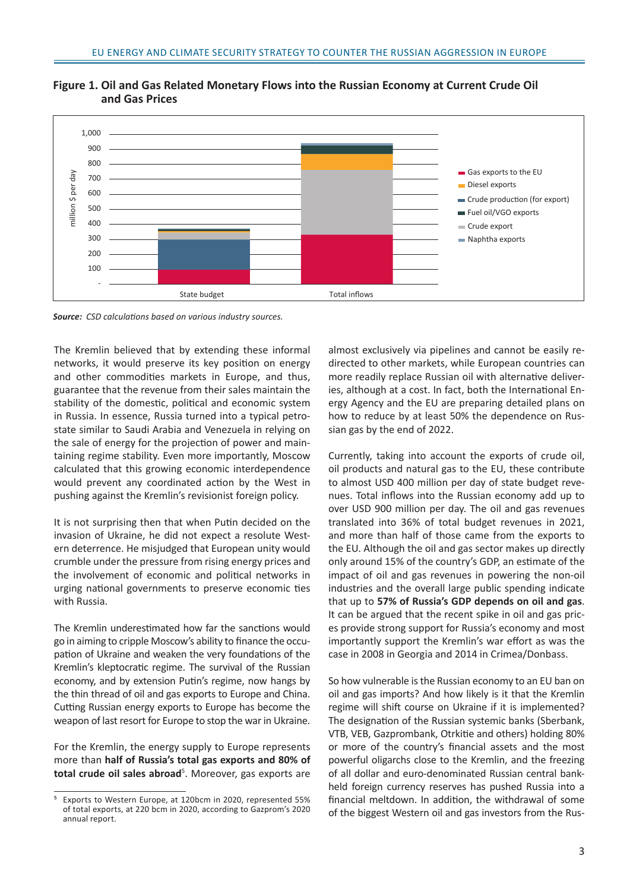**Figure 1. Oil and Gas Related Monetary Flows into the Russian Economy at Current Crude Oil and Gas Prices**

*Source: CSD calculations based on various industry sources.*

The Kremlin believed that by extending these informal networks, it would preserve its key position on energy and other commodities markets in Europe, and thus, guarantee that the revenue from their sales maintain the stability of the domestic, political and economic system in Russia. In essence, Russia turned into a typical petro-state similar to Saudi Arabia and Venezuela in relying on the sale of energy for the projection of power and maintaining regime stability. Even more importantly, Moscow calculated that this growing economic interdependence would prevent any coordinated action by the West in pushing against the Kremlin's revisionist foreign policy.

It is not surprising then that when Putin decided on the invasion of Ukraine, he did not expect a resolute Western deterrence. He misjudged that European unity would crumble under the pressure from rising energy prices and the involvement of economic and political networks in urging national governments to preserve economic ties with Russia.

The Kremlin underestimated how far the sanctions would go in aiming to cripple Moscow's ability to finance the occupation of Ukraine and weaken the very foundations of the Kremlin's kleptocratic regime. The survival of the Russian economy, and by extension Putin's regime, now hangs by the thin thread of oil and gas exports to Europe and China. Cutting Russian energy exports to Europe has become the weapon of last resort for Europe to stop the war in Ukraine.

For the Kremlin, the energy supply to Europe represents more than **half of Russia's total gas exports and 80% of total crude oil sales abroad**[5]. Moreover, gas exports are almost exclusively via pipelines and cannot be easily redirected to other markets, while European countries can more readily replace Russian oil with alternative deliveries, although at a cost. In fact, both the International Energy Agency and the EU are preparing detailed plans on how to reduce by at least 50% the dependence on Russian gas by the end of 2022.

Currently, taking into account the exports of crude oil, oil products and natural gas to the EU, these contribute to almost USD 400 million per day of state budget revenues. Total inflows into the Russian economy add up to over USD 900 million per day. The oil and gas revenues translated into 36% of total budget revenues in 2021, and more than half of those came from the exports to the EU. Although the oil and gas sector makes up directly only around 15% of the country's GDP, an estimate of the impact of oil and gas revenues in powering the non-oil industries and the overall large public spending indicate that up to **57% of Russia's GDP depends on oil and gas**. It can be argued that the recent spike in oil and gas prices provide strong support for Russia's economy and most importantly support the Kremlin's war effort as was the case in 2008 in Georgia and 2014 in Crimea/Donbass.

So how vulnerable is the Russian economy to an EU ban on oil and gas imports? And how likely is it that the Kremlin regime will shift course on Ukraine if it is implemented? The designation of the Russian systemic banks (Sberbank, VTB, VEB, Gazprombank, Otrkitie and others) holding 80% or more of the country's financial assets and the most powerful oligarchs close to the Kremlin, and the freezing of all dollar and euro-denominated Russian central bank-held foreign currency reserves has pushed Russia into a financial meltdown. In addition, the withdrawal of some of the biggest Western oil and gas investors from the Rus-

[5] Exports to Western Europe, at 120bcm in 2020, represented 55% of total exports, at 220 bcm in 2020, according to Gazprom's 2020 annual report.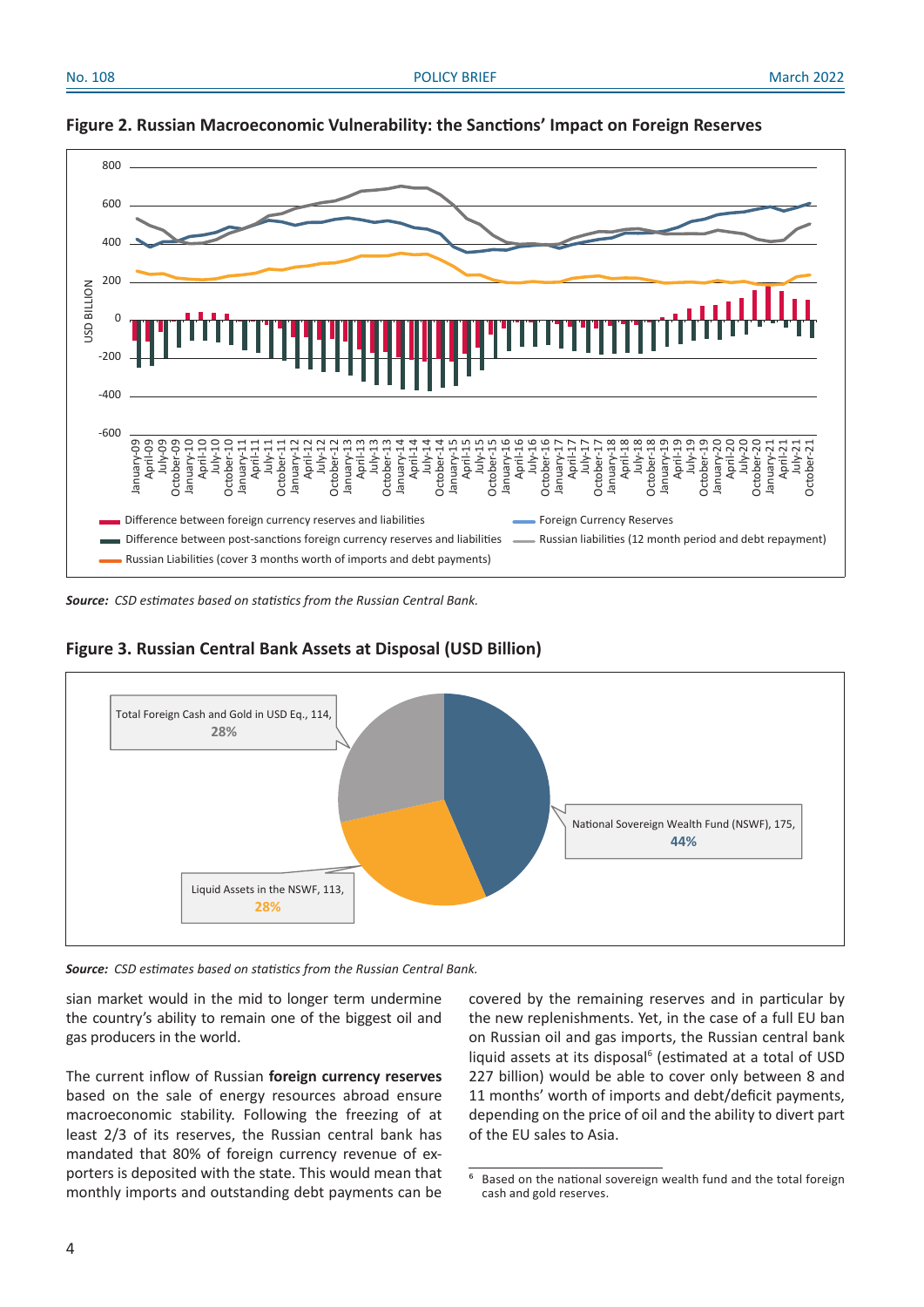**Figure 2. Russian Macroeconomic Vulnerability: the Sanctions' Impact on Foreign Reserves**

*Source:* *CSD estimates based on statistics from the Russian Central Bank.*

**Figure 3. Russian Central Bank Assets at Disposal (USD Billion)**

*Source:* *CSD estimates based on statistics from the Russian Central Bank.*

sian market would in the mid to longer term undermine the country's ability to remain one of the biggest oil and gas producers in the world.

The current inflow of Russian **foreign currency reserves** based on the sale of energy resources abroad ensure macroeconomic stability. Following the freezing of at least 2/3 of its reserves, the Russian central bank has mandated that 80% of foreign currency revenue of exporters is deposited with the state. This would mean that monthly imports and outstanding debt payments can be covered by the remaining reserves and in particular by the new replenishments. Yet, in the case of a full EU ban on Russian oil and gas imports, the Russian central bank liquid assets at its disposal[6] (estimated at a total of USD 227 billion) would be able to cover only between 8 and 11 months' worth of imports and debt/deficit payments, depending on the price of oil and the ability to divert part of the EU sales to Asia.

[6] Based on the national sovereign wealth fund and the total foreign cash and gold reserves.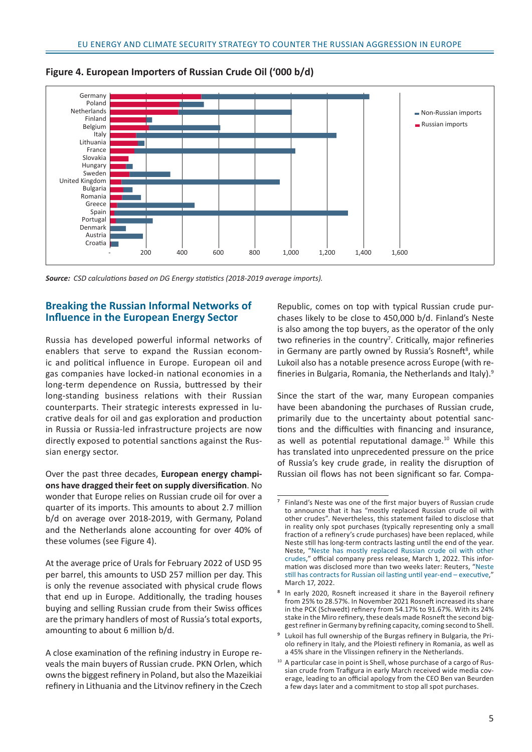**Figure 4. European Importers of Russian Crude Oil ('000 b/d)**

*Source: CSD calculations based on DG Energy statistics (2018-2019 average imports).*

## Breaking the Russian Informal Networks of Influence in the European Energy Sector

Russia has developed powerful informal networks of enablers that serve to expand the Russian economic and political influence in Europe. European oil and gas companies have locked-in national economies in a long-term dependence on Russia, buttressed by their long-standing business relations with their Russian counterparts. Their strategic interests expressed in lucrative deals for oil and gas exploration and production in Russia or Russia-led infrastructure projects are now directly exposed to potential sanctions against the Russian energy sector.

Over the past three decades, **European energy champions have dragged their feet on supply diversification**. No wonder that Europe relies on Russian crude oil for over a quarter of its imports. This amounts to about 2.7 million b/d on average over 2018-2019, with Germany, Poland and the Netherlands alone accounting for over 40% of these volumes (see Figure 4).

At the average price of Urals for February 2022 of USD 95 per barrel, this amounts to USD 257 million per day. This is only the revenue associated with physical crude flows that end up in Europe. Additionally, the trading houses buying and selling Russian crude from their Swiss offices are the primary handlers of most of Russia's total exports, amounting to about 6 million b/d.

A close examination of the refining industry in Europe reveals the main buyers of Russian crude. PKN Orlen, which owns the biggest refinery in Poland, but also the Mazeikiai refinery in Lithuania and the Litvinov refinery in the Czech Republic, comes on top with typical Russian crude purchases likely to be close to 450,000 b/d. Finland's Neste is also among the top buyers, as the operator of the only two refineries in the country[7]. Critically, major refineries in Germany are partly owned by Russia's Rosneft[8], while Lukoil also has a notable presence across Europe (with refineries in Bulgaria, Romania, the Netherlands and Italy).[9]

Since the start of the war, many European companies have been abandoning the purchases of Russian crude, primarily due to the uncertainty about potential sanctions and the difficulties with financing and insurance, as well as potential reputational damage.[10] While this has translated into unprecedented pressure on the price of Russia's key crude grade, in reality the disruption of Russian oil flows has not been significant so far. Compa-

---

[7] Finland's Neste was one of the first major buyers of Russian crude to announce that it has "mostly replaced Russian crude oil with other crudes". Nevertheless, this statement failed to disclose that in reality only spot purchases (typically representing only a small fraction of a refinery's crude purchases) have been replaced, while Neste still has long-term contracts lasting until the end of the year. Neste, "Neste has mostly replaced Russian crude oil with other crudes," official company press release, March 1, 2022. This information was disclosed more than two weeks later: Reuters, "Neste still has contracts for Russian oil lasting until year-end – executive," March 17, 2022.

[8] In early 2020, Rosneft increased it share in the Bayeroil refinery from 25% to 28.57%. In November 2021 Rosneft increased its share in the PCK (Schwedt) refinery from 54.17% to 91.67%. With its 24% stake in the Miro refinery, these deals made Rosneft the second biggest refiner in Germany by refining capacity, coming second to Shell.

[9] Lukoil has full ownership of the Burgas refinery in Bulgaria, the Priolo refinery in Italy, and the Ploiesti refinery in Romania, as well as a 45% share in the Vlissingen refinery in the Netherlands.

[10] A particular case in point is Shell, whose purchase of a cargo of Russian crude from Trafigura in early March received wide media coverage, leading to an official apology from the CEO Ben van Beurden a few days later and a commitment to stop all spot purchases.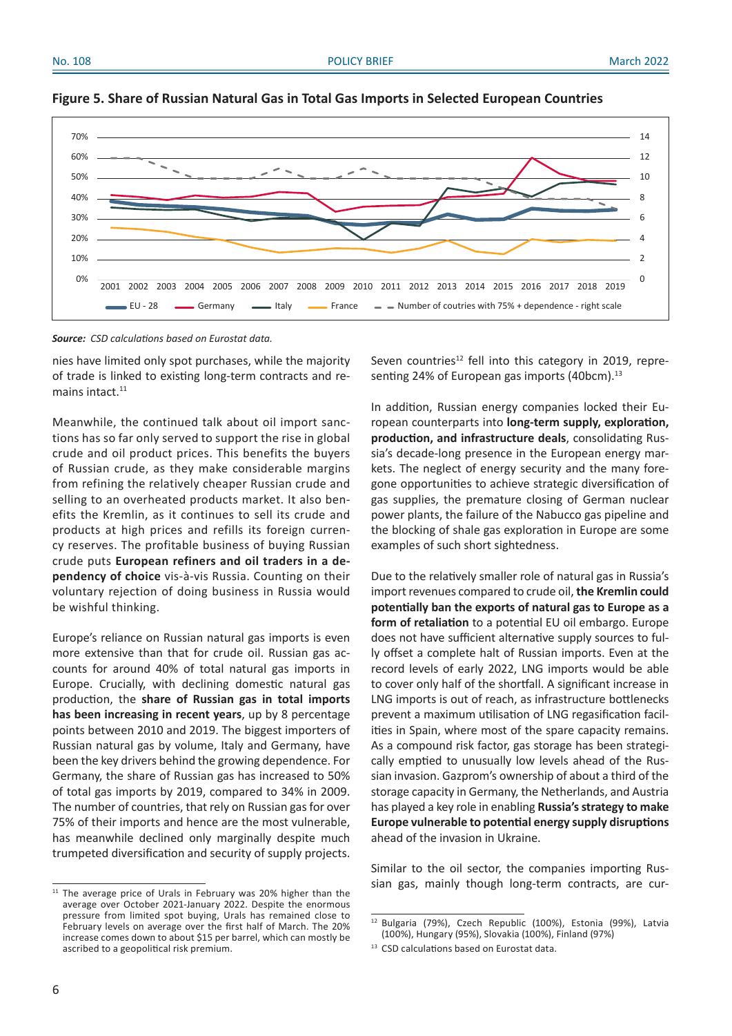**Figure 5. Share of Russian Natural Gas in Total Gas Imports in Selected European Countries**

***Source:*** *CSD calculations based on Eurostat data.*

nies have limited only spot purchases, while the majority of trade is linked to existing long-term contracts and remains intact.[11]

Meanwhile, the continued talk about oil import sanctions has so far only served to support the rise in global crude and oil product prices. This benefits the buyers of Russian crude, as they make considerable margins from refining the relatively cheaper Russian crude and selling to an overheated products market. It also benefits the Kremlin, as it continues to sell its crude and products at high prices and refills its foreign currency reserves. The profitable business of buying Russian crude puts **European refiners and oil traders in a dependency of choice** vis-à-vis Russia. Counting on their voluntary rejection of doing business in Russia would be wishful thinking.

Europe's reliance on Russian natural gas imports is even more extensive than that for crude oil. Russian gas accounts for around 40% of total natural gas imports in Europe. Crucially, with declining domestic natural gas production, the **share of Russian gas in total imports has been increasing in recent years**, up by 8 percentage points between 2010 and 2019. The biggest importers of Russian natural gas by volume, Italy and Germany, have been the key drivers behind the growing dependence. For Germany, the share of Russian gas has increased to 50% of total gas imports by 2019, compared to 34% in 2009. The number of countries, that rely on Russian gas for over 75% of their imports and hence are the most vulnerable, has meanwhile declined only marginally despite much trumpeted diversification and security of supply projects. Seven countries[12] fell into this category in 2019, representing 24% of European gas imports (40bcm).[13]

In addition, Russian energy companies locked their European counterparts into **long-term supply, exploration, production, and infrastructure deals**, consolidating Russia's decade-long presence in the European energy markets. The neglect of energy security and the many foregone opportunities to achieve strategic diversification of gas supplies, the premature closing of German nuclear power plants, the failure of the Nabucco gas pipeline and the blocking of shale gas exploration in Europe are some examples of such short sightedness.

Due to the relatively smaller role of natural gas in Russia's import revenues compared to crude oil, **the Kremlin could potentially ban the exports of natural gas to Europe as a form of retaliation** to a potential EU oil embargo. Europe does not have sufficient alternative supply sources to fully offset a complete halt of Russian imports. Even at the record levels of early 2022, LNG imports would be able to cover only half of the shortfall. A significant increase in LNG imports is out of reach, as infrastructure bottlenecks prevent a maximum utilisation of LNG regasification facilities in Spain, where most of the spare capacity remains. As a compound risk factor, gas storage has been strategically emptied to unusually low levels ahead of the Russian invasion. Gazprom's ownership of about a third of the storage capacity in Germany, the Netherlands, and Austria has played a key role in enabling **Russia's strategy to make Europe vulnerable to potential energy supply disruptions** ahead of the invasion in Ukraine.

Similar to the oil sector, the companies importing Russian gas, mainly though long-term contracts, are cur-

---

[11] The average price of Urals in February was 20% higher than the average over October 2021-January 2022. Despite the enormous pressure from limited spot buying, Urals has remained close to February levels on average over the first half of March. The 20% increase comes down to about $15 per barrel, which can mostly be ascribed to a geopolitical risk premium.

[12] Bulgaria (79%), Czech Republic (100%), Estonia (99%), Latvia (100%), Hungary (95%), Slovakia (100%), Finland (97%)

[13] CSD calculations based on Eurostat data.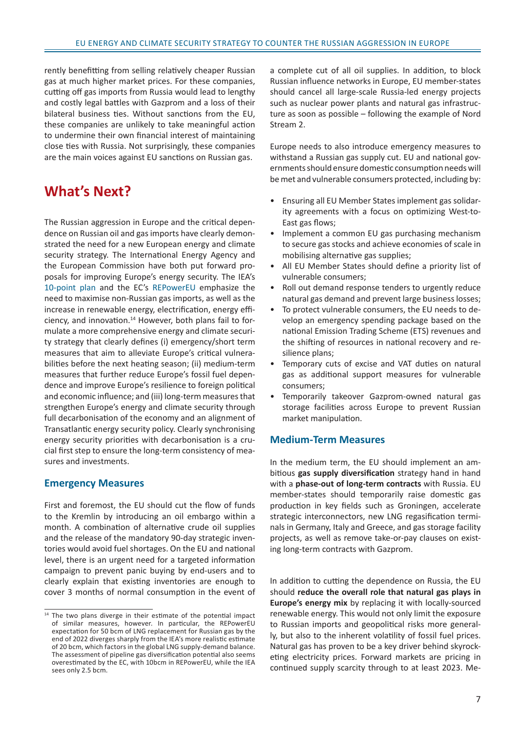rently benefitting from selling relatively cheaper Russian gas at much higher market prices. For these companies, cutting off gas imports from Russia would lead to lengthy and costly legal battles with Gazprom and a loss of their bilateral business ties. Without sanctions from the EU, these companies are unlikely to take meaningful action to undermine their own financial interest of maintaining close ties with Russia. Not surprisingly, these companies are the main voices against EU sanctions on Russian gas.

## What's Next?

The Russian aggression in Europe and the critical dependence on Russian oil and gas imports have clearly demonstrated the need for a new European energy and climate security strategy. The International Energy Agency and the European Commission have both put forward proposals for improving Europe's energy security. The IEA's 10-point plan and the EC's REPowerEU emphasize the need to maximise non-Russian gas imports, as well as the increase in renewable energy, electrification, energy efficiency, and innovation.[14] However, both plans fail to formulate a more comprehensive energy and climate security strategy that clearly defines (i) emergency/short term measures that aim to alleviate Europe's critical vulnerabilities before the next heating season; (ii) medium-term measures that further reduce Europe's fossil fuel dependence and improve Europe's resilience to foreign political and economic influence; and (iii) long-term measures that strengthen Europe's energy and climate security through full decarbonisation of the economy and an alignment of Transatlantic energy security policy. Clearly synchronising energy security priorities with decarbonisation is a crucial first step to ensure the long-term consistency of measures and investments.

### Emergency Measures

First and foremost, the EU should cut the flow of funds to the Kremlin by introducing an oil embargo within a month. A combination of alternative crude oil supplies and the release of the mandatory 90-day strategic inventories would avoid fuel shortages. On the EU and national level, there is an urgent need for a targeted information campaign to prevent panic buying by end-users and to clearly explain that existing inventories are enough to cover 3 months of normal consumption in the event of a complete cut of all oil supplies. In addition, to block Russian influence networks in Europe, EU member-states should cancel all large-scale Russia-led energy projects such as nuclear power plants and natural gas infrastructure as soon as possible – following the example of Nord Stream 2.

Europe needs to also introduce emergency measures to withstand a Russian gas supply cut. EU and national governments should ensure domestic consumption needs will be met and vulnerable consumers protected, including by:

- Ensuring all EU Member States implement gas solidarity agreements with a focus on optimizing West-to-East gas flows;
- Implement a common EU gas purchasing mechanism to secure gas stocks and achieve economies of scale in mobilising alternative gas supplies;
- All EU Member States should define a priority list of vulnerable consumers;
- Roll out demand response tenders to urgently reduce natural gas demand and prevent large business losses;
- To protect vulnerable consumers, the EU needs to develop an emergency spending package based on the national Emission Trading Scheme (ETS) revenues and the shifting of resources in national recovery and resilience plans;
- Temporary cuts of excise and VAT duties on natural gas as additional support measures for vulnerable consumers;
- Temporarily takeover Gazprom-owned natural gas storage facilities across Europe to prevent Russian market manipulation.

### Medium-Term Measures

In the medium term, the EU should implement an ambitious **gas supply diversification** strategy hand in hand with a **phase-out of long-term contracts** with Russia. EU member-states should temporarily raise domestic gas production in key fields such as Groningen, accelerate strategic interconnectors, new LNG regasification terminals in Germany, Italy and Greece, and gas storage facility projects, as well as remove take-or-pay clauses on existing long-term contracts with Gazprom.

In addition to cutting the dependence on Russia, the EU should **reduce the overall role that natural gas plays in Europe's energy mix** by replacing it with locally-sourced renewable energy. This would not only limit the exposure to Russian imports and geopolitical risks more generally, but also to the inherent volatility of fossil fuel prices. Natural gas has proven to be a key driver behind skyrocketing electricity prices. Forward markets are pricing in continued supply scarcity through to at least 2023. Me-

---

[14] The two plans diverge in their estimate of the potential impact of similar measures, however. In particular, the REPowerEU expectation for 50 bcm of LNG replacement for Russian gas by the end of 2022 diverges sharply from the IEA's more realistic estimate of 20 bcm, which factors in the global LNG supply-demand balance. The assessment of pipeline gas diversification potential also seems overestimated by the EC, with 10bcm in REPowerEU, while the IEA sees only 2.5 bcm.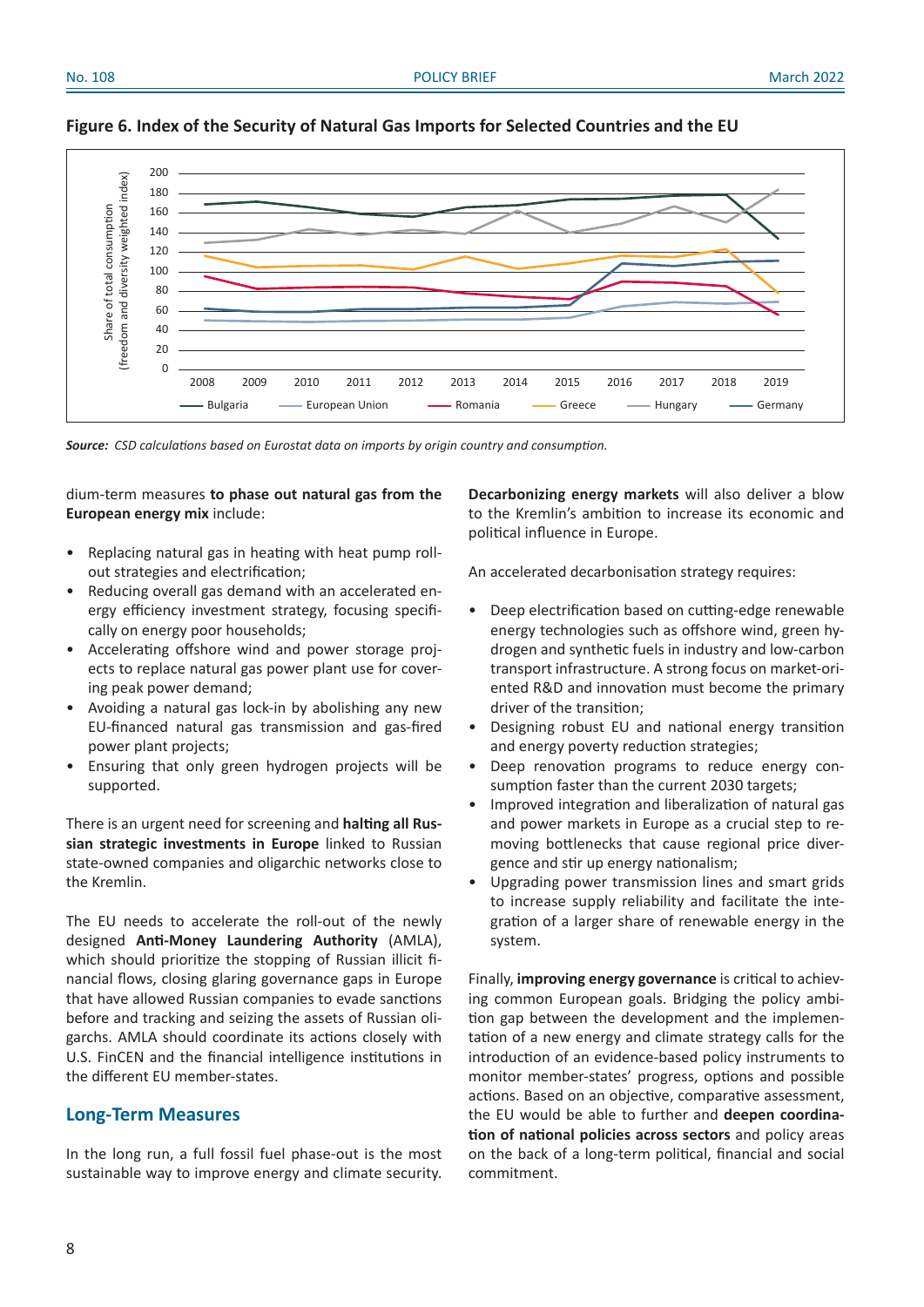**Figure 6. Index of the Security of Natural Gas Imports for Selected Countries and the EU**

Share of total consumption (freedom and diversity weighted index)

200
180
160
140
120
100
80
60
40
20
0

2008 2009 2010 2011 2012 2013 2014 2015 2016 2017 2018 2019

Bulgaria European Union Romania Greece Hungary Germany

***Source:*** *CSD calculations based on Eurostat data on imports by origin country and consumption.*

dium-term measures **to phase out natural gas from the European energy mix** include:

- Replacing natural gas in heating with heat pump roll-out strategies and electrification;
- Reducing overall gas demand with an accelerated energy efficiency investment strategy, focusing specifically on energy poor households;
- Accelerating offshore wind and power storage projects to replace natural gas power plant use for covering peak power demand;
- Avoiding a natural gas lock-in by abolishing any new EU-financed natural gas transmission and gas-fired power plant projects;
- Ensuring that only green hydrogen projects will be supported.

There is an urgent need for screening and **halting all Russian strategic investments in Europe** linked to Russian state-owned companies and oligarchic networks close to the Kremlin.

The EU needs to accelerate the roll-out of the newly designed **Anti-Money Laundering Authority** (AMLA), which should prioritize the stopping of Russian illicit financial flows, closing glaring governance gaps in Europe that have allowed Russian companies to evade sanctions before and tracking and seizing the assets of Russian oligarchs. AMLA should coordinate its actions closely with U.S. FinCEN and the financial intelligence institutions in the different EU member-states.

## Long-Term Measures

In the long run, a full fossil fuel phase-out is the most sustainable way to improve energy and climate security. **Decarbonizing energy markets** will also deliver a blow to the Kremlin's ambition to increase its economic and political influence in Europe.

An accelerated decarbonisation strategy requires:

- Deep electrification based on cutting-edge renewable energy technologies such as offshore wind, green hydrogen and synthetic fuels in industry and low-carbon transport infrastructure. A strong focus on market-oriented R&D and innovation must become the primary driver of the transition;
- Designing robust EU and national energy transition and energy poverty reduction strategies;
- Deep renovation programs to reduce energy consumption faster than the current 2030 targets;
- Improved integration and liberalization of natural gas and power markets in Europe as a crucial step to removing bottlenecks that cause regional price divergence and stir up energy nationalism;
- Upgrading power transmission lines and smart grids to increase supply reliability and facilitate the integration of a larger share of renewable energy in the system.

Finally, **improving energy governance** is critical to achieving common European goals. Bridging the policy ambition gap between the development and the implementation of a new energy and climate strategy calls for the introduction of an evidence-based policy instruments to monitor member-states' progress, options and possible actions. Based on an objective, comparative assessment, the EU would be able to further and **deepen coordination of national policies across sectors** and policy areas on the back of a long-term political, financial and social commitment.